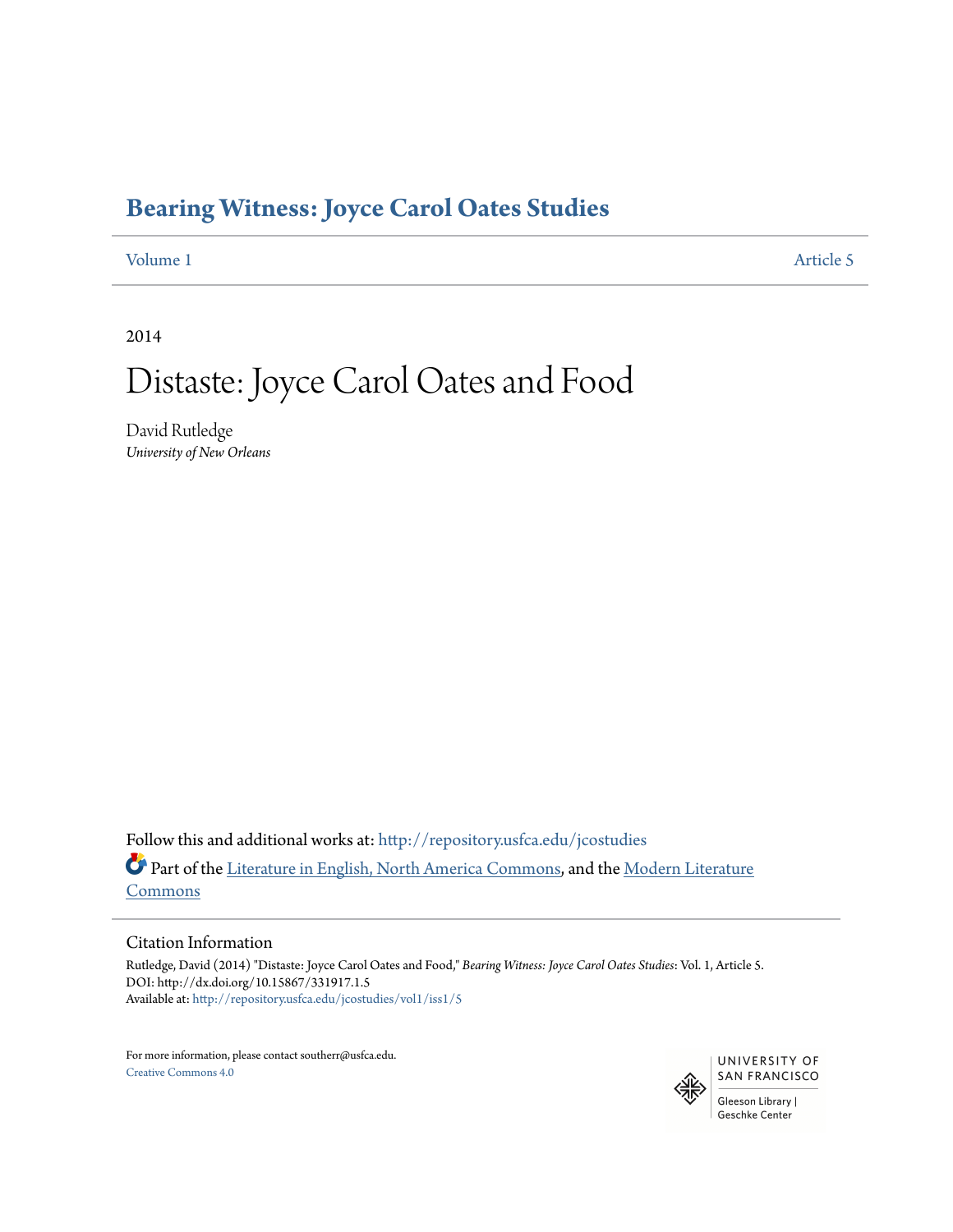# Bearing Witness: Joyce Carol Oates Studies

Volume 1 Article 5

2014

# Distaste: Joyce Carol Oates and Food

David Rutledge
*University of New Orleans*

Follow this and additional works at: http://repository.usfca.edu/jcostudies

Part of the Literature in English, North America Commons, and the Modern Literature Commons

## Citation Information

Rutledge, David (2014) "Distaste: Joyce Carol Oates and Food," *Bearing Witness: Joyce Carol Oates Studies*: Vol. 1, Article 5.
DOI: http://dx.doi.org/10.15867/331917.1.5
Available at: http://repository.usfca.edu/jcostudies/vol1/iss1/5

For more information, please contact southerr@usfca.edu.
Creative Commons 4.0

UNIVERSITY OF SAN FRANCISCO
Gleeson Library | Geschke Center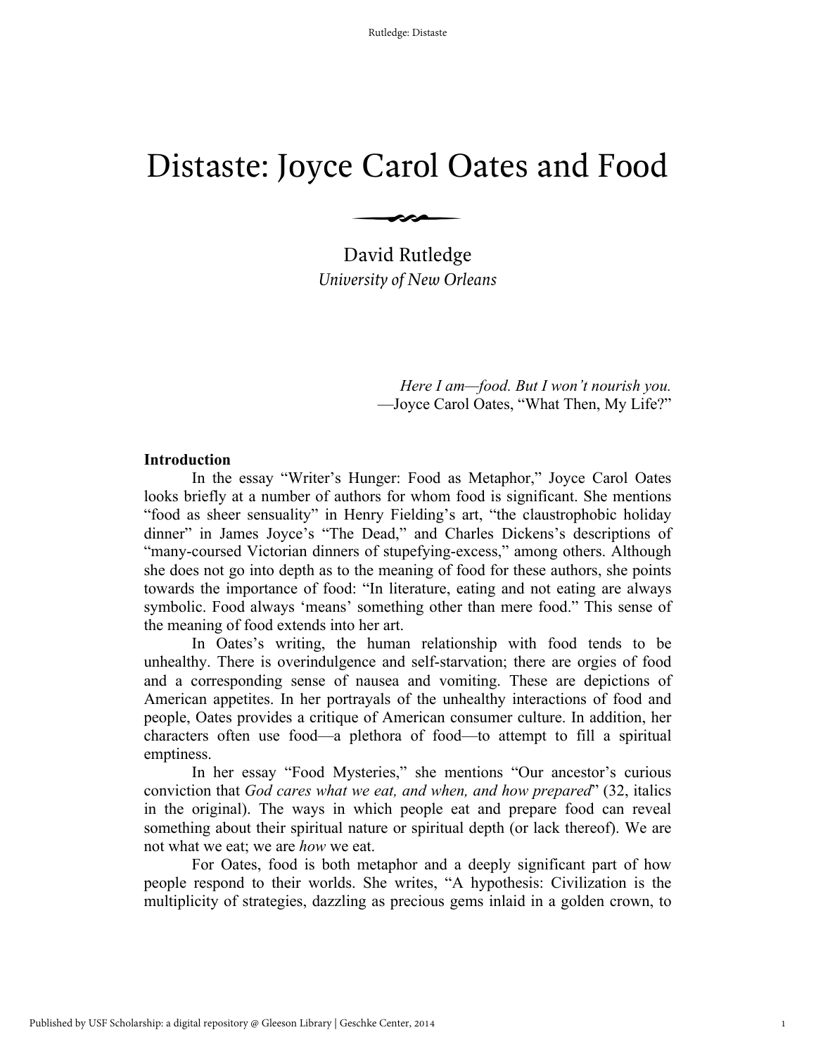// Distaste: Joyce Carol Oates and Food

David Rutledge
*University of New Orleans*

> *Here I am—food. But I won't nourish you.*
> —Joyce Carol Oates, "What Then, My Life?"

**Introduction**

In the essay "Writer's Hunger: Food as Metaphor," Joyce Carol Oates looks briefly at a number of authors for whom food is significant. She mentions "food as sheer sensuality" in Henry Fielding's art, "the claustrophobic holiday dinner" in James Joyce's "The Dead," and Charles Dickens's descriptions of "many-coursed Victorian dinners of stupefying-excess," among others. Although she does not go into depth as to the meaning of food for these authors, she points towards the importance of food: "In literature, eating and not eating are always symbolic. Food always 'means' something other than mere food." This sense of the meaning of food extends into her art.

In Oates's writing, the human relationship with food tends to be unhealthy. There is overindulgence and self-starvation; there are orgies of food and a corresponding sense of nausea and vomiting. These are depictions of American appetites. In her portrayals of the unhealthy interactions of food and people, Oates provides a critique of American consumer culture. In addition, her characters often use food—a plethora of food—to attempt to fill a spiritual emptiness.

In her essay "Food Mysteries," she mentions "Our ancestor's curious conviction that *God cares what we eat, and when, and how prepared*" (32, italics in the original). The ways in which people eat and prepare food can reveal something about their spiritual nature or spiritual depth (or lack thereof). We are not what we eat; we are *how* we eat.

For Oates, food is both metaphor and a deeply significant part of how people respond to their worlds. She writes, "A hypothesis: Civilization is the multiplicity of strategies, dazzling as precious gems inlaid in a golden crown, to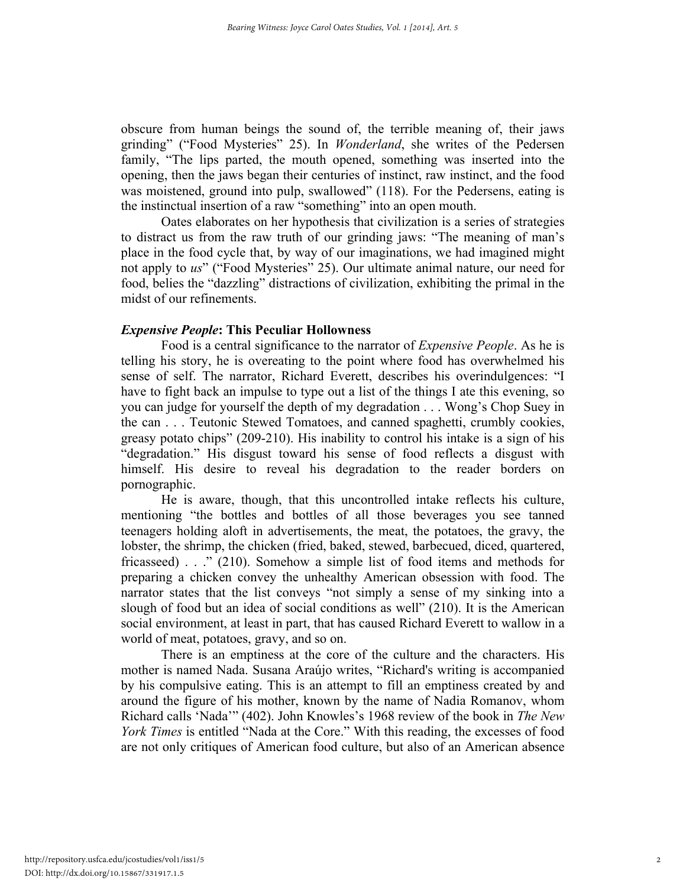obscure from human beings the sound of, the terrible meaning of, their jaws grinding" ("Food Mysteries" 25). In *Wonderland*, she writes of the Pedersen family, "The lips parted, the mouth opened, something was inserted into the opening, then the jaws began their centuries of instinct, raw instinct, and the food was moistened, ground into pulp, swallowed" (118). For the Pedersens, eating is the instinctual insertion of a raw "something" into an open mouth.

Oates elaborates on her hypothesis that civilization is a series of strategies to distract us from the raw truth of our grinding jaws: "The meaning of man's place in the food cycle that, by way of our imaginations, we had imagined might not apply to *us*" ("Food Mysteries" 25). Our ultimate animal nature, our need for food, belies the "dazzling" distractions of civilization, exhibiting the primal in the midst of our refinements.

### *Expensive People*: This Peculiar Hollowness

Food is a central significance to the narrator of *Expensive People*. As he is telling his story, he is overeating to the point where food has overwhelmed his sense of self. The narrator, Richard Everett, describes his overindulgences: "I have to fight back an impulse to type out a list of the things I ate this evening, so you can judge for yourself the depth of my degradation . . . Wong's Chop Suey in the can . . . Teutonic Stewed Tomatoes, and canned spaghetti, crumbly cookies, greasy potato chips" (209-210). His inability to control his intake is a sign of his "degradation." His disgust toward his sense of food reflects a disgust with himself. His desire to reveal his degradation to the reader borders on pornographic.

He is aware, though, that this uncontrolled intake reflects his culture, mentioning "the bottles and bottles of all those beverages you see tanned teenagers holding aloft in advertisements, the meat, the potatoes, the gravy, the lobster, the shrimp, the chicken (fried, baked, stewed, barbecued, diced, quartered, fricasseed) . . ." (210). Somehow a simple list of food items and methods for preparing a chicken convey the unhealthy American obsession with food. The narrator states that the list conveys "not simply a sense of my sinking into a slough of food but an idea of social conditions as well" (210). It is the American social environment, at least in part, that has caused Richard Everett to wallow in a world of meat, potatoes, gravy, and so on.

There is an emptiness at the core of the culture and the characters. His mother is named Nada. Susana Araújo writes, "Richard's writing is accompanied by his compulsive eating. This is an attempt to fill an emptiness created by and around the figure of his mother, known by the name of Nadia Romanov, whom Richard calls 'Nada'" (402). John Knowles's 1968 review of the book in *The New York Times* is entitled "Nada at the Core." With this reading, the excesses of food are not only critiques of American food culture, but also of an American absence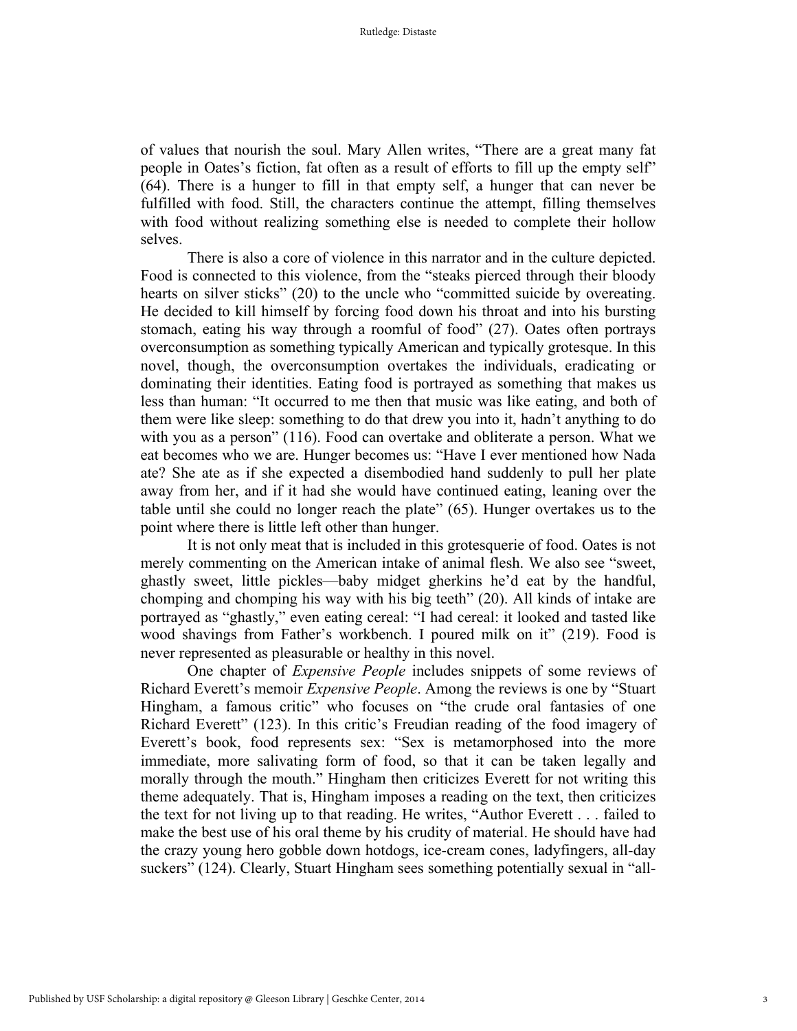of values that nourish the soul. Mary Allen writes, "There are a great many fat people in Oates's fiction, fat often as a result of efforts to fill up the empty self" (64). There is a hunger to fill in that empty self, a hunger that can never be fulfilled with food. Still, the characters continue the attempt, filling themselves with food without realizing something else is needed to complete their hollow selves.

There is also a core of violence in this narrator and in the culture depicted. Food is connected to this violence, from the "steaks pierced through their bloody hearts on silver sticks" (20) to the uncle who "committed suicide by overeating. He decided to kill himself by forcing food down his throat and into his bursting stomach, eating his way through a roomful of food" (27). Oates often portrays overconsumption as something typically American and typically grotesque. In this novel, though, the overconsumption overtakes the individuals, eradicating or dominating their identities. Eating food is portrayed as something that makes us less than human: "It occurred to me then that music was like eating, and both of them were like sleep: something to do that drew you into it, hadn't anything to do with you as a person" (116). Food can overtake and obliterate a person. What we eat becomes who we are. Hunger becomes us: "Have I ever mentioned how Nada ate? She ate as if she expected a disembodied hand suddenly to pull her plate away from her, and if it had she would have continued eating, leaning over the table until she could no longer reach the plate" (65). Hunger overtakes us to the point where there is little left other than hunger.

It is not only meat that is included in this grotesquerie of food. Oates is not merely commenting on the American intake of animal flesh. We also see "sweet, ghastly sweet, little pickles—baby midget gherkins he'd eat by the handful, chomping and chomping his way with his big teeth" (20). All kinds of intake are portrayed as "ghastly," even eating cereal: "I had cereal: it looked and tasted like wood shavings from Father's workbench. I poured milk on it" (219). Food is never represented as pleasurable or healthy in this novel.

One chapter of *Expensive People* includes snippets of some reviews of Richard Everett's memoir *Expensive People*. Among the reviews is one by "Stuart Hingham, a famous critic" who focuses on "the crude oral fantasies of one Richard Everett" (123). In this critic's Freudian reading of the food imagery of Everett's book, food represents sex: "Sex is metamorphosed into the more immediate, more salivating form of food, so that it can be taken legally and morally through the mouth." Hingham then criticizes Everett for not writing this theme adequately. That is, Hingham imposes a reading on the text, then criticizes the text for not living up to that reading. He writes, "Author Everett . . . failed to make the best use of his oral theme by his crudity of material. He should have had the crazy young hero gobble down hotdogs, ice-cream cones, ladyfingers, all-day suckers" (124). Clearly, Stuart Hingham sees something potentially sexual in "all-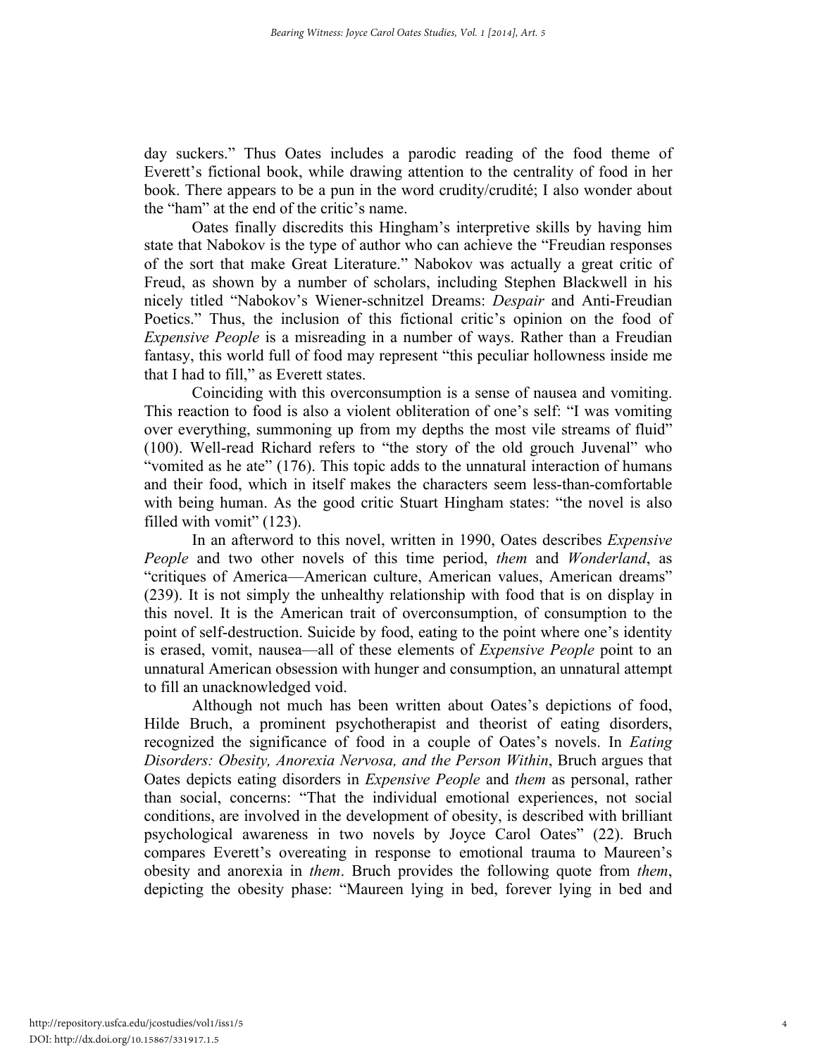day suckers." Thus Oates includes a parodic reading of the food theme of Everett's fictional book, while drawing attention to the centrality of food in her book. There appears to be a pun in the word crudity/crudité; I also wonder about the "ham" at the end of the critic's name.

Oates finally discredits this Hingham's interpretive skills by having him state that Nabokov is the type of author who can achieve the "Freudian responses of the sort that make Great Literature." Nabokov was actually a great critic of Freud, as shown by a number of scholars, including Stephen Blackwell in his nicely titled "Nabokov's Wiener-schnitzel Dreams: *Despair* and Anti-Freudian Poetics." Thus, the inclusion of this fictional critic's opinion on the food of *Expensive People* is a misreading in a number of ways. Rather than a Freudian fantasy, this world full of food may represent "this peculiar hollowness inside me that I had to fill," as Everett states.

Coinciding with this overconsumption is a sense of nausea and vomiting. This reaction to food is also a violent obliteration of one's self: "I was vomiting over everything, summoning up from my depths the most vile streams of fluid" (100). Well-read Richard refers to "the story of the old grouch Juvenal" who "vomited as he ate" (176). This topic adds to the unnatural interaction of humans and their food, which in itself makes the characters seem less-than-comfortable with being human. As the good critic Stuart Hingham states: "the novel is also filled with vomit" (123).

In an afterword to this novel, written in 1990, Oates describes *Expensive People* and two other novels of this time period, *them* and *Wonderland*, as "critiques of America—American culture, American values, American dreams" (239). It is not simply the unhealthy relationship with food that is on display in this novel. It is the American trait of overconsumption, of consumption to the point of self-destruction. Suicide by food, eating to the point where one's identity is erased, vomit, nausea—all of these elements of *Expensive People* point to an unnatural American obsession with hunger and consumption, an unnatural attempt to fill an unacknowledged void.

Although not much has been written about Oates's depictions of food, Hilde Bruch, a prominent psychotherapist and theorist of eating disorders, recognized the significance of food in a couple of Oates's novels. In *Eating Disorders: Obesity, Anorexia Nervosa, and the Person Within*, Bruch argues that Oates depicts eating disorders in *Expensive People* and *them* as personal, rather than social, concerns: "That the individual emotional experiences, not social conditions, are involved in the development of obesity, is described with brilliant psychological awareness in two novels by Joyce Carol Oates" (22). Bruch compares Everett's overeating in response to emotional trauma to Maureen's obesity and anorexia in *them*. Bruch provides the following quote from *them*, depicting the obesity phase: "Maureen lying in bed, forever lying in bed and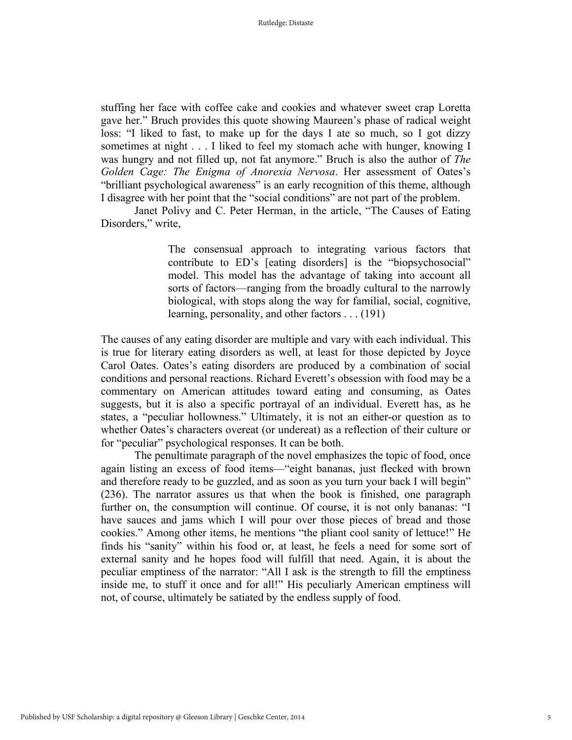stuffing her face with coffee cake and cookies and whatever sweet crap Loretta gave her." Bruch provides this quote showing Maureen's phase of radical weight loss: "I liked to fast, to make up for the days I ate so much, so I got dizzy sometimes at night . . . I liked to feel my stomach ache with hunger, knowing I was hungry and not filled up, not fat anymore." Bruch is also the author of *The Golden Cage: The Enigma of Anorexia Nervosa*. Her assessment of Oates's "brilliant psychological awareness" is an early recognition of this theme, although I disagree with her point that the "social conditions" are not part of the problem.

Janet Polivy and C. Peter Herman, in the article, "The Causes of Eating Disorders," write,

> The consensual approach to integrating various factors that contribute to ED's [eating disorders] is the "biopsychosocial" model. This model has the advantage of taking into account all sorts of factors—ranging from the broadly cultural to the narrowly biological, with stops along the way for familial, social, cognitive, learning, personality, and other factors . . . (191)

The causes of any eating disorder are multiple and vary with each individual. This is true for literary eating disorders as well, at least for those depicted by Joyce Carol Oates. Oates's eating disorders are produced by a combination of social conditions and personal reactions. Richard Everett's obsession with food may be a commentary on American attitudes toward eating and consuming, as Oates suggests, but it is also a specific portrayal of an individual. Everett has, as he states, a "peculiar hollowness." Ultimately, it is not an either-or question as to whether Oates's characters overeat (or undereat) as a reflection of their culture or for "peculiar" psychological responses. It can be both.

The penultimate paragraph of the novel emphasizes the topic of food, once again listing an excess of food items—"eight bananas, just flecked with brown and therefore ready to be guzzled, and as soon as you turn your back I will begin" (236). The narrator assures us that when the book is finished, one paragraph further on, the consumption will continue. Of course, it is not only bananas: "I have sauces and jams which I will pour over those pieces of bread and those cookies." Among other items, he mentions "the pliant cool sanity of lettuce!" He finds his "sanity" within his food or, at least, he feels a need for some sort of external sanity and he hopes food will fulfill that need. Again, it is about the peculiar emptiness of the narrator: "All I ask is the strength to fill the emptiness inside me, to stuff it once and for all!" His peculiarly American emptiness will not, of course, ultimately be satiated by the endless supply of food.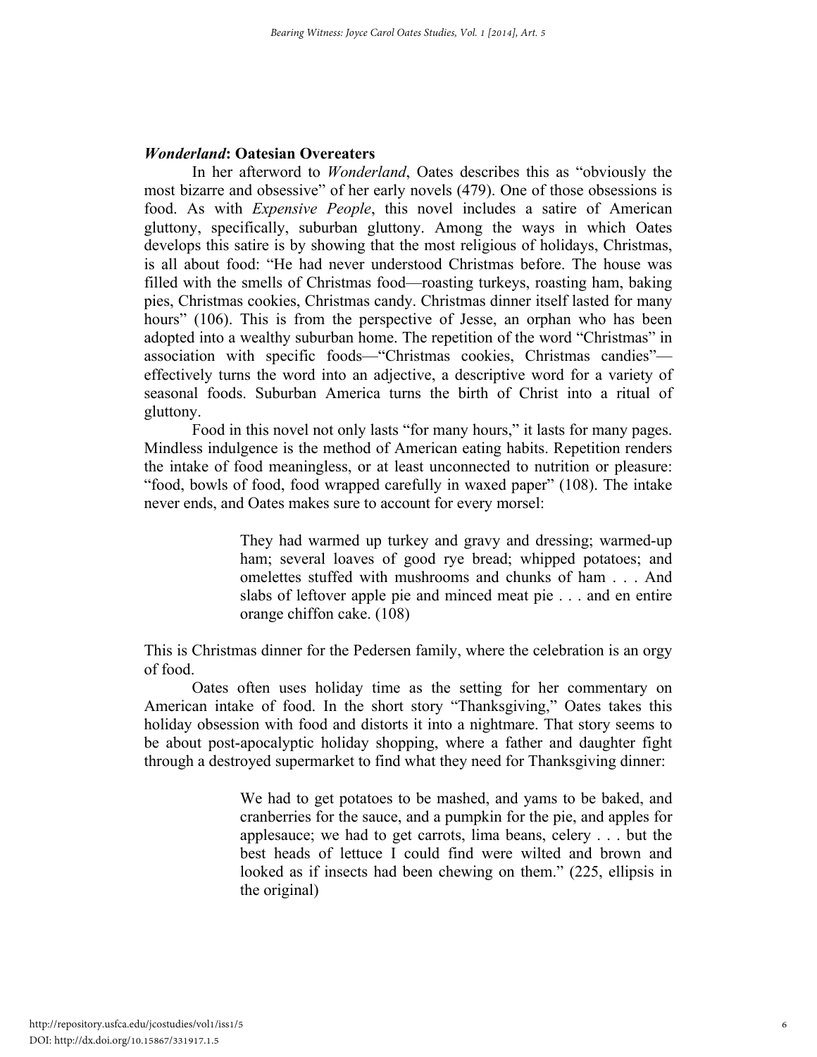### *Wonderland*: Oatesian Overeaters

In her afterword to *Wonderland*, Oates describes this as "obviously the most bizarre and obsessive" of her early novels (479). One of those obsessions is food. As with *Expensive People*, this novel includes a satire of American gluttony, specifically, suburban gluttony. Among the ways in which Oates develops this satire is by showing that the most religious of holidays, Christmas, is all about food: "He had never understood Christmas before. The house was filled with the smells of Christmas food—roasting turkeys, roasting ham, baking pies, Christmas cookies, Christmas candy. Christmas dinner itself lasted for many hours" (106). This is from the perspective of Jesse, an orphan who has been adopted into a wealthy suburban home. The repetition of the word "Christmas" in association with specific foods—"Christmas cookies, Christmas candies"—effectively turns the word into an adjective, a descriptive word for a variety of seasonal foods. Suburban America turns the birth of Christ into a ritual of gluttony.

Food in this novel not only lasts "for many hours," it lasts for many pages. Mindless indulgence is the method of American eating habits. Repetition renders the intake of food meaningless, or at least unconnected to nutrition or pleasure: "food, bowls of food, food wrapped carefully in waxed paper" (108). The intake never ends, and Oates makes sure to account for every morsel:

> They had warmed up turkey and gravy and dressing; warmed-up ham; several loaves of good rye bread; whipped potatoes; and omelettes stuffed with mushrooms and chunks of ham . . . And slabs of leftover apple pie and minced meat pie . . . and en entire orange chiffon cake. (108)

This is Christmas dinner for the Pedersen family, where the celebration is an orgy of food.

Oates often uses holiday time as the setting for her commentary on American intake of food. In the short story "Thanksgiving," Oates takes this holiday obsession with food and distorts it into a nightmare. That story seems to be about post-apocalyptic holiday shopping, where a father and daughter fight through a destroyed supermarket to find what they need for Thanksgiving dinner:

> We had to get potatoes to be mashed, and yams to be baked, and cranberries for the sauce, and a pumpkin for the pie, and apples for applesauce; we had to get carrots, lima beans, celery . . . but the best heads of lettuce I could find were wilted and brown and looked as if insects had been chewing on them." (225, ellipsis in the original)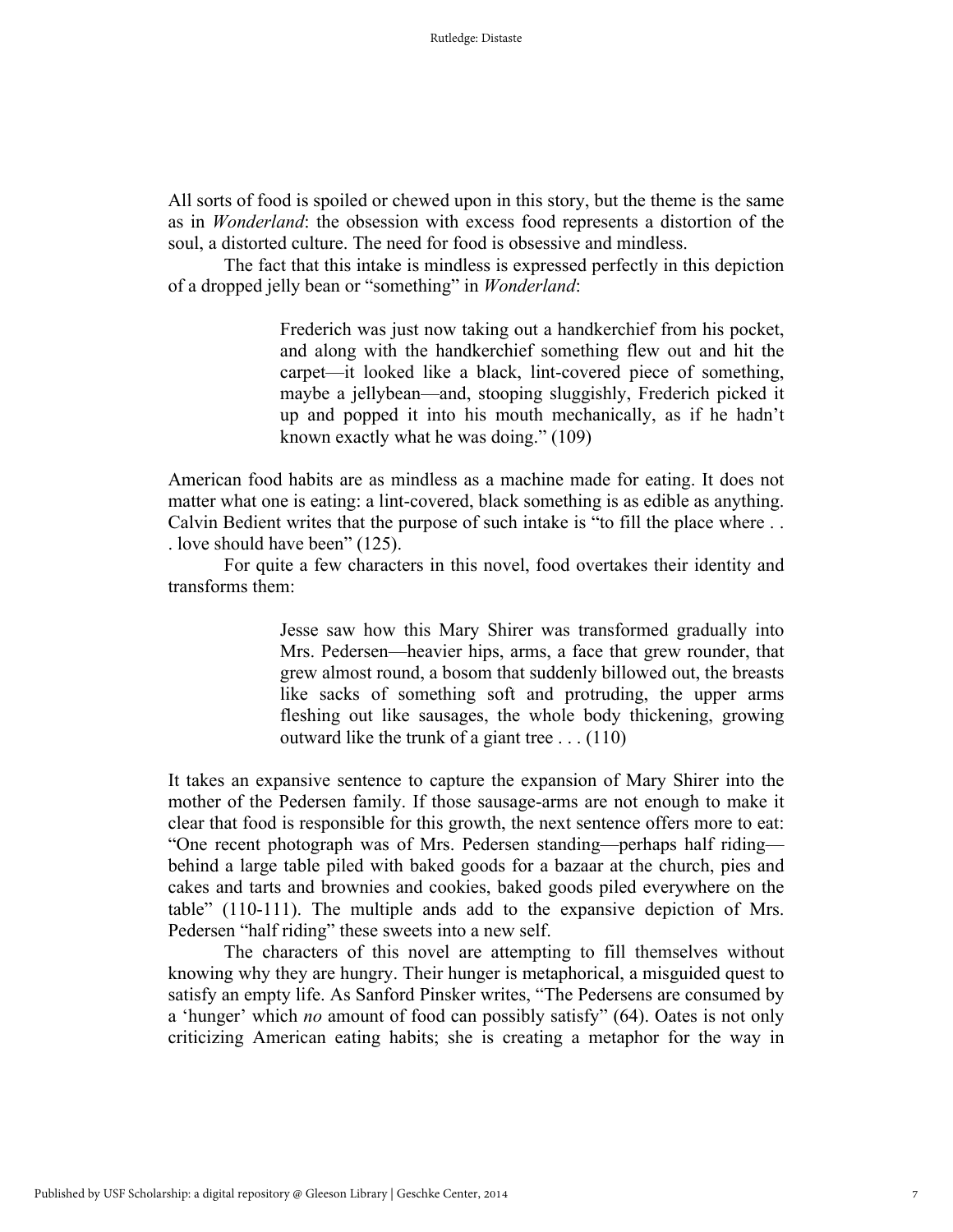All sorts of food is spoiled or chewed upon in this story, but the theme is the same as in *Wonderland*: the obsession with excess food represents a distortion of the soul, a distorted culture. The need for food is obsessive and mindless.

The fact that this intake is mindless is expressed perfectly in this depiction of a dropped jelly bean or "something" in *Wonderland*:

> Frederich was just now taking out a handkerchief from his pocket, and along with the handkerchief something flew out and hit the carpet—it looked like a black, lint-covered piece of something, maybe a jellybean—and, stooping sluggishly, Frederich picked it up and popped it into his mouth mechanically, as if he hadn't known exactly what he was doing." (109)

American food habits are as mindless as a machine made for eating. It does not matter what one is eating: a lint-covered, black something is as edible as anything. Calvin Bedient writes that the purpose of such intake is "to fill the place where . . . love should have been" (125).

For quite a few characters in this novel, food overtakes their identity and transforms them:

> Jesse saw how this Mary Shirer was transformed gradually into Mrs. Pedersen—heavier hips, arms, a face that grew rounder, that grew almost round, a bosom that suddenly billowed out, the breasts like sacks of something soft and protruding, the upper arms fleshing out like sausages, the whole body thickening, growing outward like the trunk of a giant tree . . . (110)

It takes an expansive sentence to capture the expansion of Mary Shirer into the mother of the Pedersen family. If those sausage-arms are not enough to make it clear that food is responsible for this growth, the next sentence offers more to eat: "One recent photograph was of Mrs. Pedersen standing—perhaps half riding—behind a large table piled with baked goods for a bazaar at the church, pies and cakes and tarts and brownies and cookies, baked goods piled everywhere on the table" (110-111). The multiple ands add to the expansive depiction of Mrs. Pedersen "half riding" these sweets into a new self.

The characters of this novel are attempting to fill themselves without knowing why they are hungry. Their hunger is metaphorical, a misguided quest to satisfy an empty life. As Sanford Pinsker writes, "The Pedersens are consumed by a 'hunger' which *no* amount of food can possibly satisfy" (64). Oates is not only criticizing American eating habits; she is creating a metaphor for the way in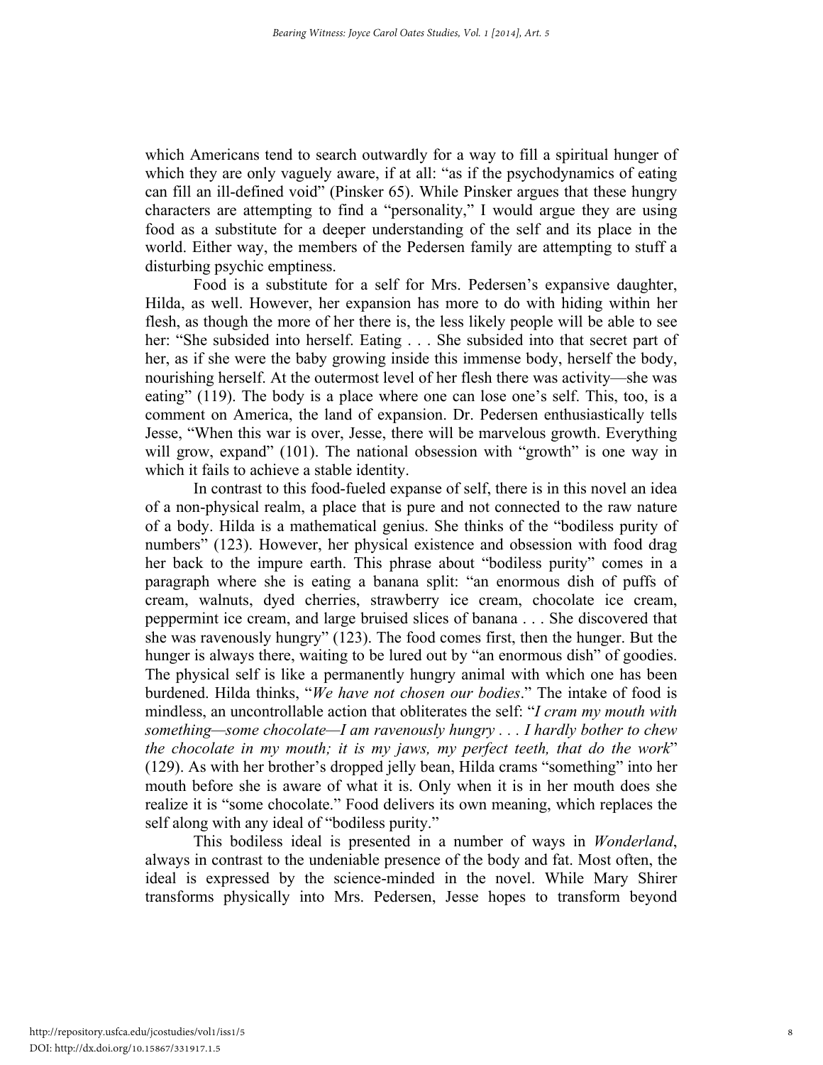which Americans tend to search outwardly for a way to fill a spiritual hunger of which they are only vaguely aware, if at all: "as if the psychodynamics of eating can fill an ill-defined void" (Pinsker 65). While Pinsker argues that these hungry characters are attempting to find a "personality," I would argue they are using food as a substitute for a deeper understanding of the self and its place in the world. Either way, the members of the Pedersen family are attempting to stuff a disturbing psychic emptiness.

Food is a substitute for a self for Mrs. Pedersen's expansive daughter, Hilda, as well. However, her expansion has more to do with hiding within her flesh, as though the more of her there is, the less likely people will be able to see her: "She subsided into herself. Eating . . . She subsided into that secret part of her, as if she were the baby growing inside this immense body, herself the body, nourishing herself. At the outermost level of her flesh there was activity—she was eating" (119). The body is a place where one can lose one's self. This, too, is a comment on America, the land of expansion. Dr. Pedersen enthusiastically tells Jesse, "When this war is over, Jesse, there will be marvelous growth. Everything will grow, expand" (101). The national obsession with "growth" is one way in which it fails to achieve a stable identity.

In contrast to this food-fueled expanse of self, there is in this novel an idea of a non-physical realm, a place that is pure and not connected to the raw nature of a body. Hilda is a mathematical genius. She thinks of the "bodiless purity of numbers" (123). However, her physical existence and obsession with food drag her back to the impure earth. This phrase about "bodiless purity" comes in a paragraph where she is eating a banana split: "an enormous dish of puffs of cream, walnuts, dyed cherries, strawberry ice cream, chocolate ice cream, peppermint ice cream, and large bruised slices of banana . . . She discovered that she was ravenously hungry" (123). The food comes first, then the hunger. But the hunger is always there, waiting to be lured out by "an enormous dish" of goodies. The physical self is like a permanently hungry animal with which one has been burdened. Hilda thinks, "*We have not chosen our bodies*." The intake of food is mindless, an uncontrollable action that obliterates the self: "*I cram my mouth with something—some chocolate—I am ravenously hungry . . . I hardly bother to chew the chocolate in my mouth; it is my jaws, my perfect teeth, that do the work*" (129). As with her brother's dropped jelly bean, Hilda crams "something" into her mouth before she is aware of what it is. Only when it is in her mouth does she realize it is "some chocolate." Food delivers its own meaning, which replaces the self along with any ideal of "bodiless purity."

This bodiless ideal is presented in a number of ways in *Wonderland*, always in contrast to the undeniable presence of the body and fat. Most often, the ideal is expressed by the science-minded in the novel. While Mary Shirer transforms physically into Mrs. Pedersen, Jesse hopes to transform beyond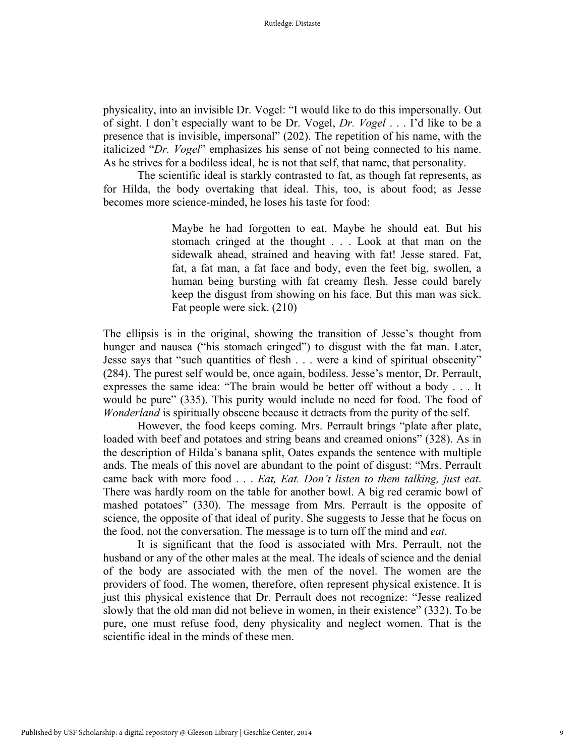physicality, into an invisible Dr. Vogel: "I would like to do this impersonally. Out of sight. I don't especially want to be Dr. Vogel, *Dr. Vogel* . . . I'd like to be a presence that is invisible, impersonal" (202). The repetition of his name, with the italicized "*Dr. Vogel*" emphasizes his sense of not being connected to his name. As he strives for a bodiless ideal, he is not that self, that name, that personality.

The scientific ideal is starkly contrasted to fat, as though fat represents, as for Hilda, the body overtaking that ideal. This, too, is about food; as Jesse becomes more science-minded, he loses his taste for food:

> Maybe he had forgotten to eat. Maybe he should eat. But his stomach cringed at the thought . . . Look at that man on the sidewalk ahead, strained and heaving with fat! Jesse stared. Fat, fat, a fat man, a fat face and body, even the feet big, swollen, a human being bursting with fat creamy flesh. Jesse could barely keep the disgust from showing on his face. But this man was sick. Fat people were sick. (210)

The ellipsis is in the original, showing the transition of Jesse's thought from hunger and nausea ("his stomach cringed") to disgust with the fat man. Later, Jesse says that "such quantities of flesh . . . were a kind of spiritual obscenity" (284). The purest self would be, once again, bodiless. Jesse's mentor, Dr. Perrault, expresses the same idea: "The brain would be better off without a body . . . It would be pure" (335). This purity would include no need for food. The food of *Wonderland* is spiritually obscene because it detracts from the purity of the self.

However, the food keeps coming. Mrs. Perrault brings "plate after plate, loaded with beef and potatoes and string beans and creamed onions" (328). As in the description of Hilda's banana split, Oates expands the sentence with multiple ands. The meals of this novel are abundant to the point of disgust: "Mrs. Perrault came back with more food . . . *Eat, Eat. Don't listen to them talking, just eat*. There was hardly room on the table for another bowl. A big red ceramic bowl of mashed potatoes" (330). The message from Mrs. Perrault is the opposite of science, the opposite of that ideal of purity. She suggests to Jesse that he focus on the food, not the conversation. The message is to turn off the mind and *eat*.

It is significant that the food is associated with Mrs. Perrault, not the husband or any of the other males at the meal. The ideals of science and the denial of the body are associated with the men of the novel. The women are the providers of food. The women, therefore, often represent physical existence. It is just this physical existence that Dr. Perrault does not recognize: "Jesse realized slowly that the old man did not believe in women, in their existence" (332). To be pure, one must refuse food, deny physicality and neglect women. That is the scientific ideal in the minds of these men.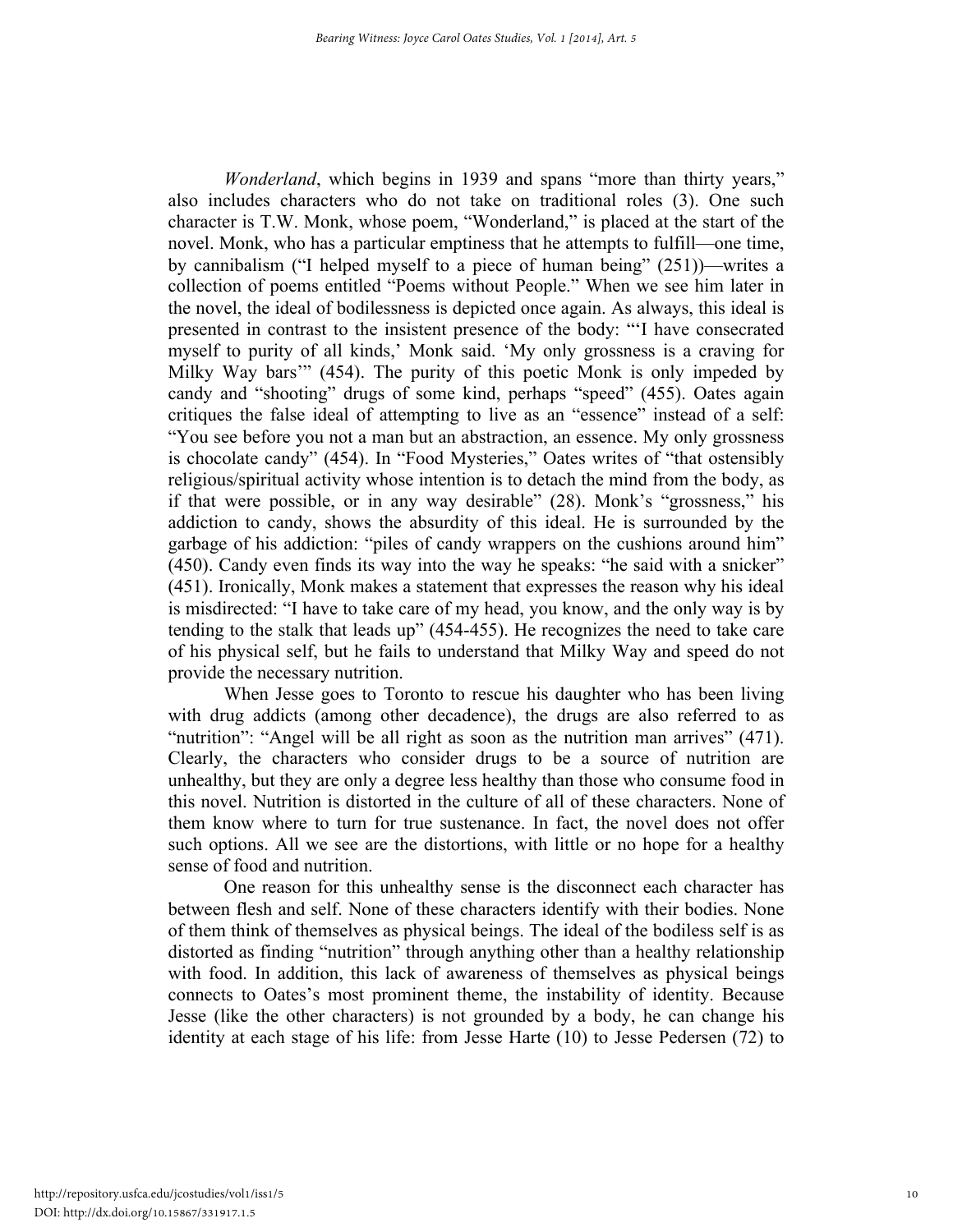*Wonderland*, which begins in 1939 and spans "more than thirty years," also includes characters who do not take on traditional roles (3). One such character is T.W. Monk, whose poem, "Wonderland," is placed at the start of the novel. Monk, who has a particular emptiness that he attempts to fulfill—one time, by cannibalism ("I helped myself to a piece of human being" (251))—writes a collection of poems entitled "Poems without People." When we see him later in the novel, the ideal of bodilessness is depicted once again. As always, this ideal is presented in contrast to the insistent presence of the body: "'I have consecrated myself to purity of all kinds,' Monk said. 'My only grossness is a craving for Milky Way bars'" (454). The purity of this poetic Monk is only impeded by candy and "shooting" drugs of some kind, perhaps "speed" (455). Oates again critiques the false ideal of attempting to live as an "essence" instead of a self: "You see before you not a man but an abstraction, an essence. My only grossness is chocolate candy" (454). In "Food Mysteries," Oates writes of "that ostensibly religious/spiritual activity whose intention is to detach the mind from the body, as if that were possible, or in any way desirable" (28). Monk's "grossness," his addiction to candy, shows the absurdity of this ideal. He is surrounded by the garbage of his addiction: "piles of candy wrappers on the cushions around him" (450). Candy even finds its way into the way he speaks: "he said with a snicker" (451). Ironically, Monk makes a statement that expresses the reason why his ideal is misdirected: "I have to take care of my head, you know, and the only way is by tending to the stalk that leads up" (454-455). He recognizes the need to take care of his physical self, but he fails to understand that Milky Way and speed do not provide the necessary nutrition.

When Jesse goes to Toronto to rescue his daughter who has been living with drug addicts (among other decadence), the drugs are also referred to as "nutrition": "Angel will be all right as soon as the nutrition man arrives" (471). Clearly, the characters who consider drugs to be a source of nutrition are unhealthy, but they are only a degree less healthy than those who consume food in this novel. Nutrition is distorted in the culture of all of these characters. None of them know where to turn for true sustenance. In fact, the novel does not offer such options. All we see are the distortions, with little or no hope for a healthy sense of food and nutrition.

One reason for this unhealthy sense is the disconnect each character has between flesh and self. None of these characters identify with their bodies. None of them think of themselves as physical beings. The ideal of the bodiless self is as distorted as finding "nutrition" through anything other than a healthy relationship with food. In addition, this lack of awareness of themselves as physical beings connects to Oates's most prominent theme, the instability of identity. Because Jesse (like the other characters) is not grounded by a body, he can change his identity at each stage of his life: from Jesse Harte (10) to Jesse Pedersen (72) to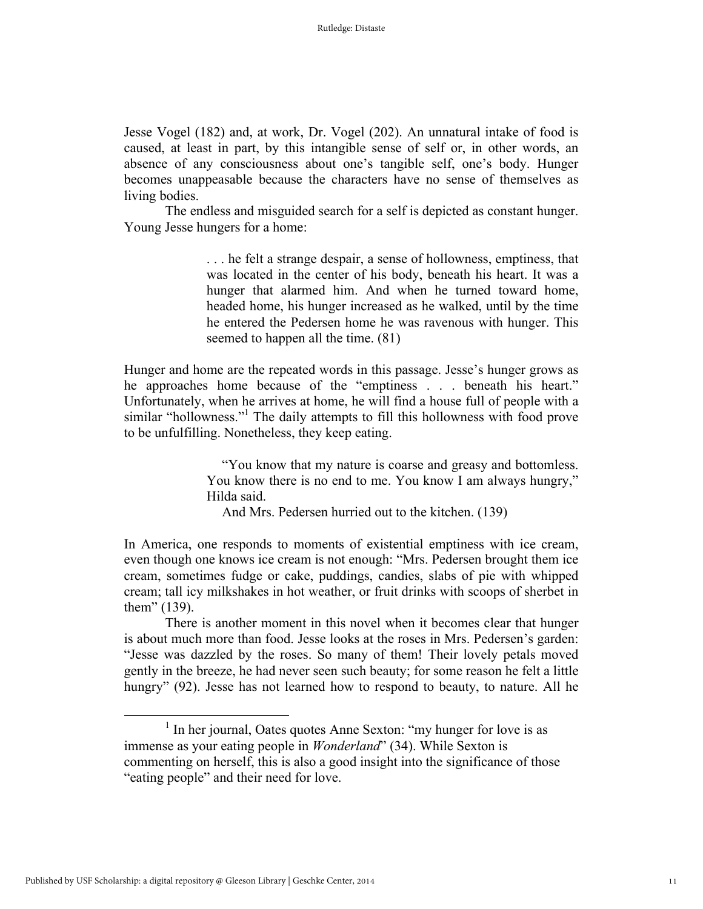Jesse Vogel (182) and, at work, Dr. Vogel (202). An unnatural intake of food is caused, at least in part, by this intangible sense of self or, in other words, an absence of any consciousness about one's tangible self, one's body. Hunger becomes unappeasable because the characters have no sense of themselves as living bodies.

The endless and misguided search for a self is depicted as constant hunger. Young Jesse hungers for a home:

> . . . he felt a strange despair, a sense of hollowness, emptiness, that was located in the center of his body, beneath his heart. It was a hunger that alarmed him. And when he turned toward home, headed home, his hunger increased as he walked, until by the time he entered the Pedersen home he was ravenous with hunger. This seemed to happen all the time. (81)

Hunger and home are the repeated words in this passage. Jesse's hunger grows as he approaches home because of the "emptiness . . . beneath his heart." Unfortunately, when he arrives at home, he will find a house full of people with a similar "hollowness."[1] The daily attempts to fill this hollowness with food prove to be unfulfilling. Nonetheless, they keep eating.

> "You know that my nature is coarse and greasy and bottomless. You know there is no end to me. You know I am always hungry," Hilda said.
>
> And Mrs. Pedersen hurried out to the kitchen. (139)

In America, one responds to moments of existential emptiness with ice cream, even though one knows ice cream is not enough: "Mrs. Pedersen brought them ice cream, sometimes fudge or cake, puddings, candies, slabs of pie with whipped cream; tall icy milkshakes in hot weather, or fruit drinks with scoops of sherbet in them" (139).

There is another moment in this novel when it becomes clear that hunger is about much more than food. Jesse looks at the roses in Mrs. Pedersen's garden: "Jesse was dazzled by the roses. So many of them! Their lovely petals moved gently in the breeze, he had never seen such beauty; for some reason he felt a little hungry" (92). Jesse has not learned how to respond to beauty, to nature. All he

---

[1] In her journal, Oates quotes Anne Sexton: "my hunger for love is as immense as your eating people in *Wonderland*" (34). While Sexton is commenting on herself, this is also a good insight into the significance of those "eating people" and their need for love.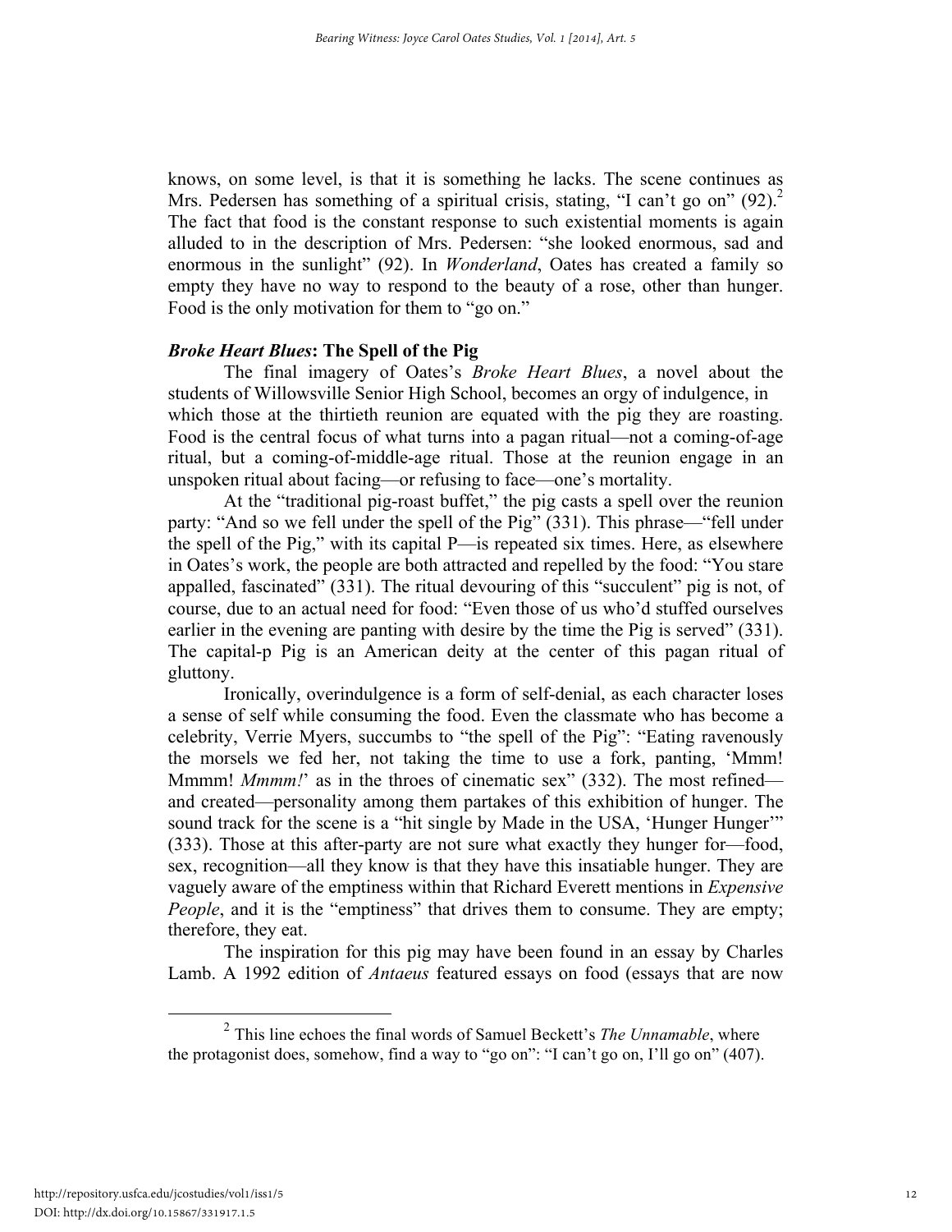knows, on some level, is that it is something he lacks. The scene continues as Mrs. Pedersen has something of a spiritual crisis, stating, "I can't go on" (92).[2] The fact that food is the constant response to such existential moments is again alluded to in the description of Mrs. Pedersen: "she looked enormous, sad and enormous in the sunlight" (92). In *Wonderland*, Oates has created a family so empty they have no way to respond to the beauty of a rose, other than hunger. Food is the only motivation for them to "go on."

### *Broke Heart Blues*: The Spell of the Pig

The final imagery of Oates's *Broke Heart Blues*, a novel about the students of Willowsville Senior High School, becomes an orgy of indulgence, in which those at the thirtieth reunion are equated with the pig they are roasting. Food is the central focus of what turns into a pagan ritual—not a coming-of-age ritual, but a coming-of-middle-age ritual. Those at the reunion engage in an unspoken ritual about facing—or refusing to face—one's mortality.

At the "traditional pig-roast buffet," the pig casts a spell over the reunion party: "And so we fell under the spell of the Pig" (331). This phrase—"fell under the spell of the Pig," with its capital P—is repeated six times. Here, as elsewhere in Oates's work, the people are both attracted and repelled by the food: "You stare appalled, fascinated" (331). The ritual devouring of this "succulent" pig is not, of course, due to an actual need for food: "Even those of us who'd stuffed ourselves earlier in the evening are panting with desire by the time the Pig is served" (331). The capital-p Pig is an American deity at the center of this pagan ritual of gluttony.

Ironically, overindulgence is a form of self-denial, as each character loses a sense of self while consuming the food. Even the classmate who has become a celebrity, Verrie Myers, succumbs to "the spell of the Pig": "Eating ravenously the morsels we fed her, not taking the time to use a fork, panting, 'Mmm! Mmmm! *Mmmm!*' as in the throes of cinematic sex" (332). The most refined—and created—personality among them partakes of this exhibition of hunger. The sound track for the scene is a "hit single by Made in the USA, 'Hunger Hunger'" (333). Those at this after-party are not sure what exactly they hunger for—food, sex, recognition—all they know is that they have this insatiable hunger. They are vaguely aware of the emptiness within that Richard Everett mentions in *Expensive People*, and it is the "emptiness" that drives them to consume. They are empty; therefore, they eat.

The inspiration for this pig may have been found in an essay by Charles Lamb. A 1992 edition of *Antaeus* featured essays on food (essays that are now

---

[2] This line echoes the final words of Samuel Beckett's *The Unnamable*, where the protagonist does, somehow, find a way to "go on": "I can't go on, I'll go on" (407).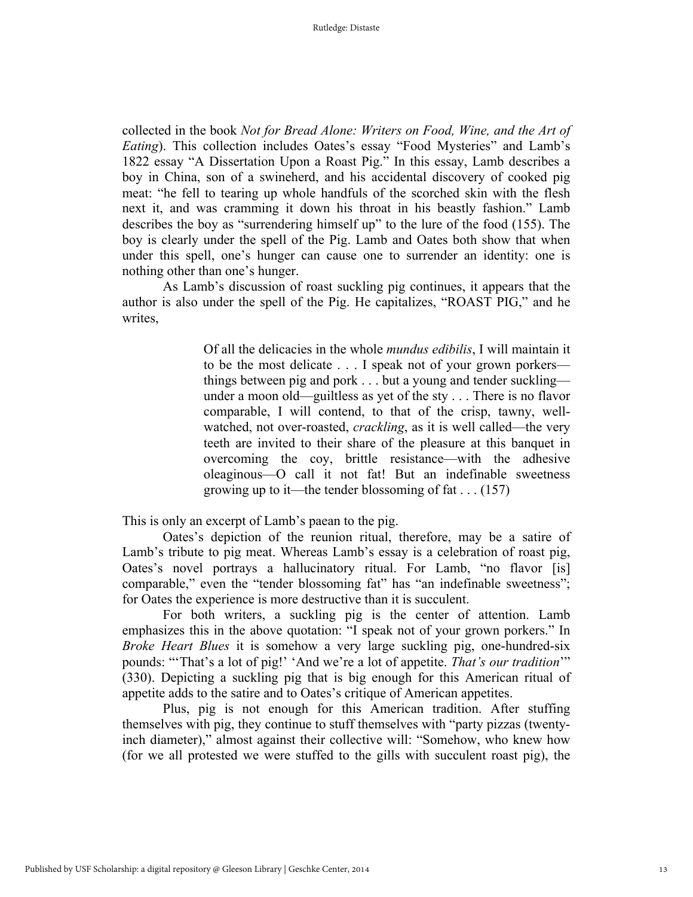collected in the book *Not for Bread Alone: Writers on Food, Wine, and the Art of Eating*). This collection includes Oates's essay "Food Mysteries" and Lamb's 1822 essay "A Dissertation Upon a Roast Pig." In this essay, Lamb describes a boy in China, son of a swineherd, and his accidental discovery of cooked pig meat: "he fell to tearing up whole handfuls of the scorched skin with the flesh next it, and was cramming it down his throat in his beastly fashion." Lamb describes the boy as "surrendering himself up" to the lure of the food (155). The boy is clearly under the spell of the Pig. Lamb and Oates both show that when under this spell, one's hunger can cause one to surrender an identity: one is nothing other than one's hunger.

As Lamb's discussion of roast suckling pig continues, it appears that the author is also under the spell of the Pig. He capitalizes, "ROAST PIG," and he writes,

> Of all the delicacies in the whole *mundus edibilis*, I will maintain it to be the most delicate . . . I speak not of your grown porkers—things between pig and pork . . . but a young and tender suckling—under a moon old—guiltless as yet of the sty . . . There is no flavor comparable, I will contend, to that of the crisp, tawny, well-watched, not over-roasted, *crackling*, as it is well called—the very teeth are invited to their share of the pleasure at this banquet in overcoming the coy, brittle resistance—with the adhesive oleaginous—O call it not fat! But an indefinable sweetness growing up to it—the tender blossoming of fat . . . (157)

This is only an excerpt of Lamb's paean to the pig.

Oates's depiction of the reunion ritual, therefore, may be a satire of Lamb's tribute to pig meat. Whereas Lamb's essay is a celebration of roast pig, Oates's novel portrays a hallucinatory ritual. For Lamb, "no flavor [is] comparable," even the "tender blossoming fat" has "an indefinable sweetness"; for Oates the experience is more destructive than it is succulent.

For both writers, a suckling pig is the center of attention. Lamb emphasizes this in the above quotation: "I speak not of your grown porkers." In *Broke Heart Blues* it is somehow a very large suckling pig, one-hundred-six pounds: "'That's a lot of pig!' 'And we're a lot of appetite. *That's our tradition*'" (330). Depicting a suckling pig that is big enough for this American ritual of appetite adds to the satire and to Oates's critique of American appetites.

Plus, pig is not enough for this American tradition. After stuffing themselves with pig, they continue to stuff themselves with "party pizzas (twenty-inch diameter)," almost against their collective will: "Somehow, who knew how (for we all protested we were stuffed to the gills with succulent roast pig), the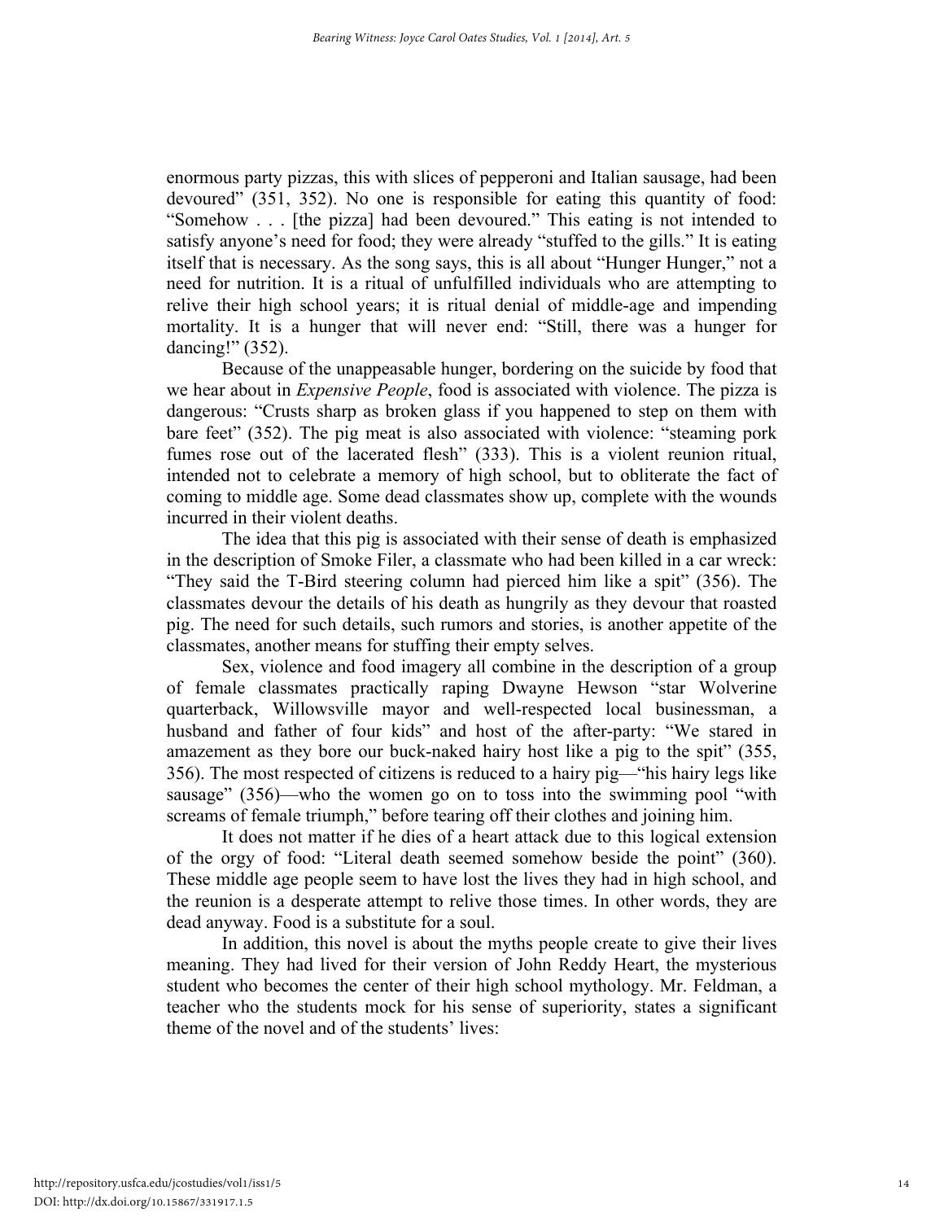enormous party pizzas, this with slices of pepperoni and Italian sausage, had been devoured" (351, 352). No one is responsible for eating this quantity of food: "Somehow . . . [the pizza] had been devoured." This eating is not intended to satisfy anyone's need for food; they were already "stuffed to the gills." It is eating itself that is necessary. As the song says, this is all about "Hunger Hunger," not a need for nutrition. It is a ritual of unfulfilled individuals who are attempting to relive their high school years; it is ritual denial of middle-age and impending mortality. It is a hunger that will never end: "Still, there was a hunger for dancing!" (352).

Because of the unappeasable hunger, bordering on the suicide by food that we hear about in *Expensive People*, food is associated with violence. The pizza is dangerous: "Crusts sharp as broken glass if you happened to step on them with bare feet" (352). The pig meat is also associated with violence: "steaming pork fumes rose out of the lacerated flesh" (333). This is a violent reunion ritual, intended not to celebrate a memory of high school, but to obliterate the fact of coming to middle age. Some dead classmates show up, complete with the wounds incurred in their violent deaths.

The idea that this pig is associated with their sense of death is emphasized in the description of Smoke Filer, a classmate who had been killed in a car wreck: "They said the T-Bird steering column had pierced him like a spit" (356). The classmates devour the details of his death as hungrily as they devour that roasted pig. The need for such details, such rumors and stories, is another appetite of the classmates, another means for stuffing their empty selves.

Sex, violence and food imagery all combine in the description of a group of female classmates practically raping Dwayne Hewson "star Wolverine quarterback, Willowsville mayor and well-respected local businessman, a husband and father of four kids" and host of the after-party: "We stared in amazement as they bore our buck-naked hairy host like a pig to the spit" (355, 356). The most respected of citizens is reduced to a hairy pig—"his hairy legs like sausage" (356)—who the women go on to toss into the swimming pool "with screams of female triumph," before tearing off their clothes and joining him.

It does not matter if he dies of a heart attack due to this logical extension of the orgy of food: "Literal death seemed somehow beside the point" (360). These middle age people seem to have lost the lives they had in high school, and the reunion is a desperate attempt to relive those times. In other words, they are dead anyway. Food is a substitute for a soul.

In addition, this novel is about the myths people create to give their lives meaning. They had lived for their version of John Reddy Heart, the mysterious student who becomes the center of their high school mythology. Mr. Feldman, a teacher who the students mock for his sense of superiority, states a significant theme of the novel and of the students' lives: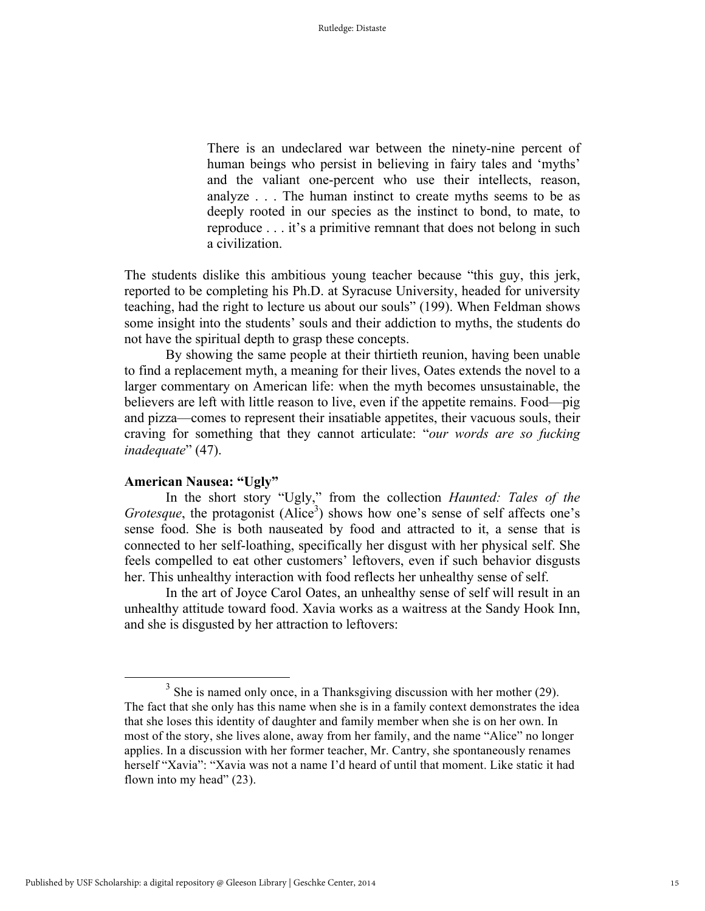> There is an undeclared war between the ninety-nine percent of human beings who persist in believing in fairy tales and 'myths' and the valiant one-percent who use their intellects, reason, analyze . . . The human instinct to create myths seems to be as deeply rooted in our species as the instinct to bond, to mate, to reproduce . . . it's a primitive remnant that does not belong in such a civilization.

The students dislike this ambitious young teacher because "this guy, this jerk, reported to be completing his Ph.D. at Syracuse University, headed for university teaching, had the right to lecture us about our souls" (199). When Feldman shows some insight into the students' souls and their addiction to myths, the students do not have the spiritual depth to grasp these concepts.

By showing the same people at their thirtieth reunion, having been unable to find a replacement myth, a meaning for their lives, Oates extends the novel to a larger commentary on American life: when the myth becomes unsustainable, the believers are left with little reason to live, even if the appetite remains. Food—pig and pizza—comes to represent their insatiable appetites, their vacuous souls, their craving for something that they cannot articulate: "*our words are so fucking inadequate*" (47).

**American Nausea: "Ugly"**

In the short story "Ugly," from the collection *Haunted: Tales of the Grotesque*, the protagonist (Alice[3]) shows how one's sense of self affects one's sense food. She is both nauseated by food and attracted to it, a sense that is connected to her self-loathing, specifically her disgust with her physical self. She feels compelled to eat other customers' leftovers, even if such behavior disgusts her. This unhealthy interaction with food reflects her unhealthy sense of self.

In the art of Joyce Carol Oates, an unhealthy sense of self will result in an unhealthy attitude toward food. Xavia works as a waitress at the Sandy Hook Inn, and she is disgusted by her attraction to leftovers:

---

[3] She is named only once, in a Thanksgiving discussion with her mother (29). The fact that she only has this name when she is in a family context demonstrates the idea that she loses this identity of daughter and family member when she is on her own. In most of the story, she lives alone, away from her family, and the name "Alice" no longer applies. In a discussion with her former teacher, Mr. Cantry, she spontaneously renames herself "Xavia": "Xavia was not a name I'd heard of until that moment. Like static it had flown into my head" (23).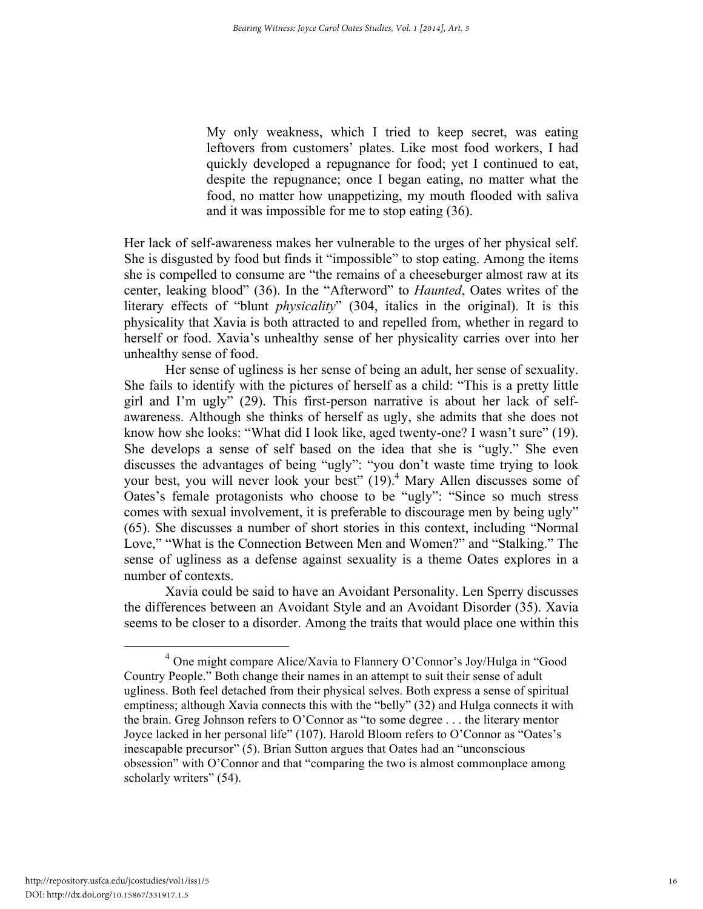> My only weakness, which I tried to keep secret, was eating leftovers from customers' plates. Like most food workers, I had quickly developed a repugnance for food; yet I continued to eat, despite the repugnance; once I began eating, no matter what the food, no matter how unappetizing, my mouth flooded with saliva and it was impossible for me to stop eating (36).

Her lack of self-awareness makes her vulnerable to the urges of her physical self. She is disgusted by food but finds it "impossible" to stop eating. Among the items she is compelled to consume are "the remains of a cheeseburger almost raw at its center, leaking blood" (36). In the "Afterword" to *Haunted*, Oates writes of the literary effects of "blunt *physicality*" (304, italics in the original). It is this physicality that Xavia is both attracted to and repelled from, whether in regard to herself or food. Xavia's unhealthy sense of her physicality carries over into her unhealthy sense of food.

Her sense of ugliness is her sense of being an adult, her sense of sexuality. She fails to identify with the pictures of herself as a child: "This is a pretty little girl and I'm ugly" (29). This first-person narrative is about her lack of self-awareness. Although she thinks of herself as ugly, she admits that she does not know how she looks: "What did I look like, aged twenty-one? I wasn't sure" (19). She develops a sense of self based on the idea that she is "ugly." She even discusses the advantages of being "ugly": "you don't waste time trying to look your best, you will never look your best" (19).[4] Mary Allen discusses some of Oates's female protagonists who choose to be "ugly": "Since so much stress comes with sexual involvement, it is preferable to discourage men by being ugly" (65). She discusses a number of short stories in this context, including "Normal Love," "What is the Connection Between Men and Women?" and "Stalking." The sense of ugliness as a defense against sexuality is a theme Oates explores in a number of contexts.

Xavia could be said to have an Avoidant Personality. Len Sperry discusses the differences between an Avoidant Style and an Avoidant Disorder (35). Xavia seems to be closer to a disorder. Among the traits that would place one within this

---

[4] One might compare Alice/Xavia to Flannery O'Connor's Joy/Hulga in "Good Country People." Both change their names in an attempt to suit their sense of adult ugliness. Both feel detached from their physical selves. Both express a sense of spiritual emptiness; although Xavia connects this with the "belly" (32) and Hulga connects it with the brain. Greg Johnson refers to O'Connor as "to some degree . . . the literary mentor Joyce lacked in her personal life" (107). Harold Bloom refers to O'Connor as "Oates's inescapable precursor" (5). Brian Sutton argues that Oates had an "unconscious obsession" with O'Connor and that "comparing the two is almost commonplace among scholarly writers" (54).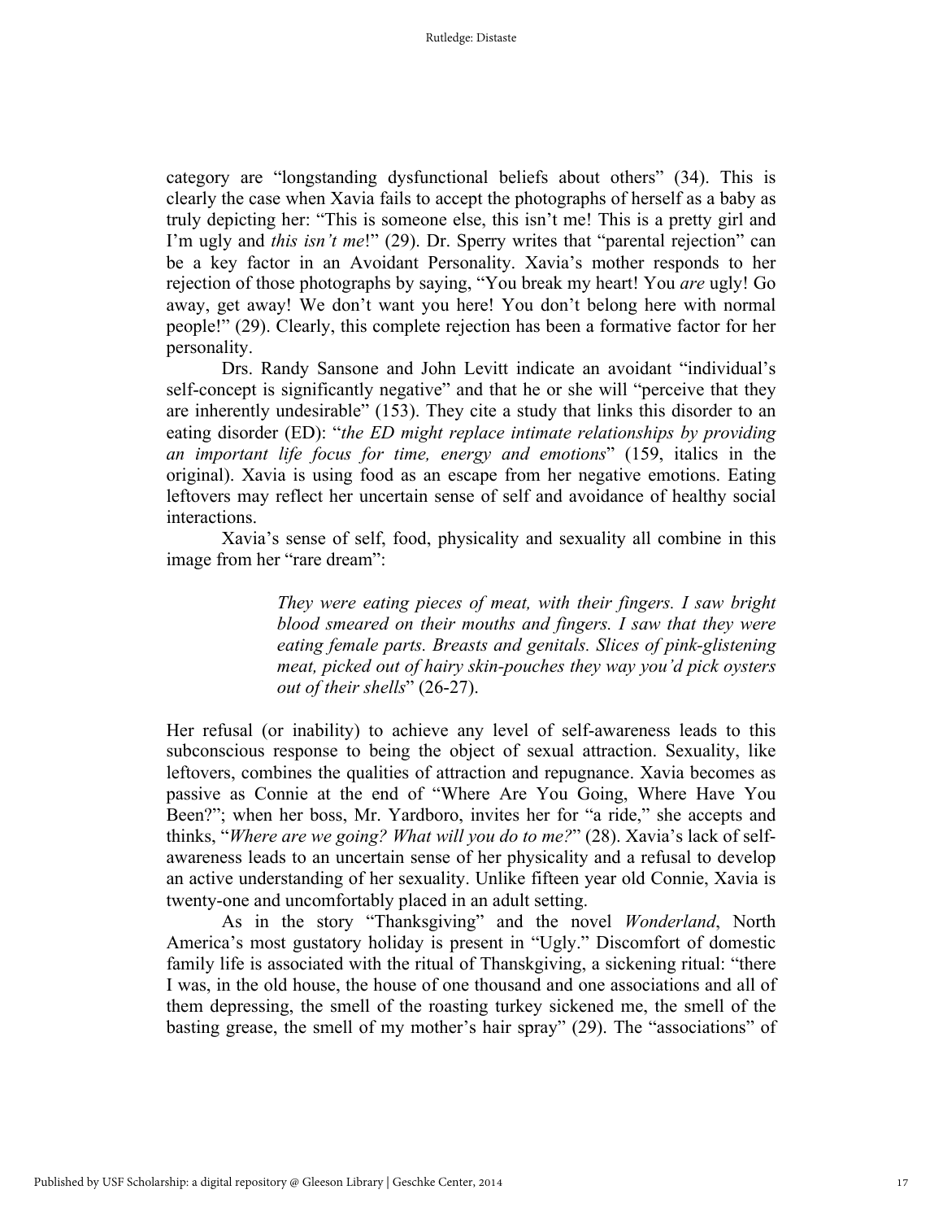category are "longstanding dysfunctional beliefs about others" (34). This is clearly the case when Xavia fails to accept the photographs of herself as a baby as truly depicting her: "This is someone else, this isn't me! This is a pretty girl and I'm ugly and *this isn't me*!" (29). Dr. Sperry writes that "parental rejection" can be a key factor in an Avoidant Personality. Xavia's mother responds to her rejection of those photographs by saying, "You break my heart! You *are* ugly! Go away, get away! We don't want you here! You don't belong here with normal people!" (29). Clearly, this complete rejection has been a formative factor for her personality.

Drs. Randy Sansone and John Levitt indicate an avoidant "individual's self-concept is significantly negative" and that he or she will "perceive that they are inherently undesirable" (153). They cite a study that links this disorder to an eating disorder (ED): "*the ED might replace intimate relationships by providing an important life focus for time, energy and emotions*" (159, italics in the original). Xavia is using food as an escape from her negative emotions. Eating leftovers may reflect her uncertain sense of self and avoidance of healthy social interactions.

Xavia's sense of self, food, physicality and sexuality all combine in this image from her "rare dream":

> *They were eating pieces of meat, with their fingers. I saw bright blood smeared on their mouths and fingers. I saw that they were eating female parts. Breasts and genitals. Slices of pink-glistening meat, picked out of hairy skin-pouches they way you'd pick oysters out of their shells*" (26-27).

Her refusal (or inability) to achieve any level of self-awareness leads to this subconscious response to being the object of sexual attraction. Sexuality, like leftovers, combines the qualities of attraction and repugnance. Xavia becomes as passive as Connie at the end of "Where Are You Going, Where Have You Been?"; when her boss, Mr. Yardboro, invites her for "a ride," she accepts and thinks, "*Where are we going? What will you do to me?*" (28). Xavia's lack of self-awareness leads to an uncertain sense of her physicality and a refusal to develop an active understanding of her sexuality. Unlike fifteen year old Connie, Xavia is twenty-one and uncomfortably placed in an adult setting.

As in the story "Thanksgiving" and the novel *Wonderland*, North America's most gustatory holiday is present in "Ugly." Discomfort of domestic family life is associated with the ritual of Thanskgiving, a sickening ritual: "there I was, in the old house, the house of one thousand and one associations and all of them depressing, the smell of the roasting turkey sickened me, the smell of the basting grease, the smell of my mother's hair spray" (29). The "associations" of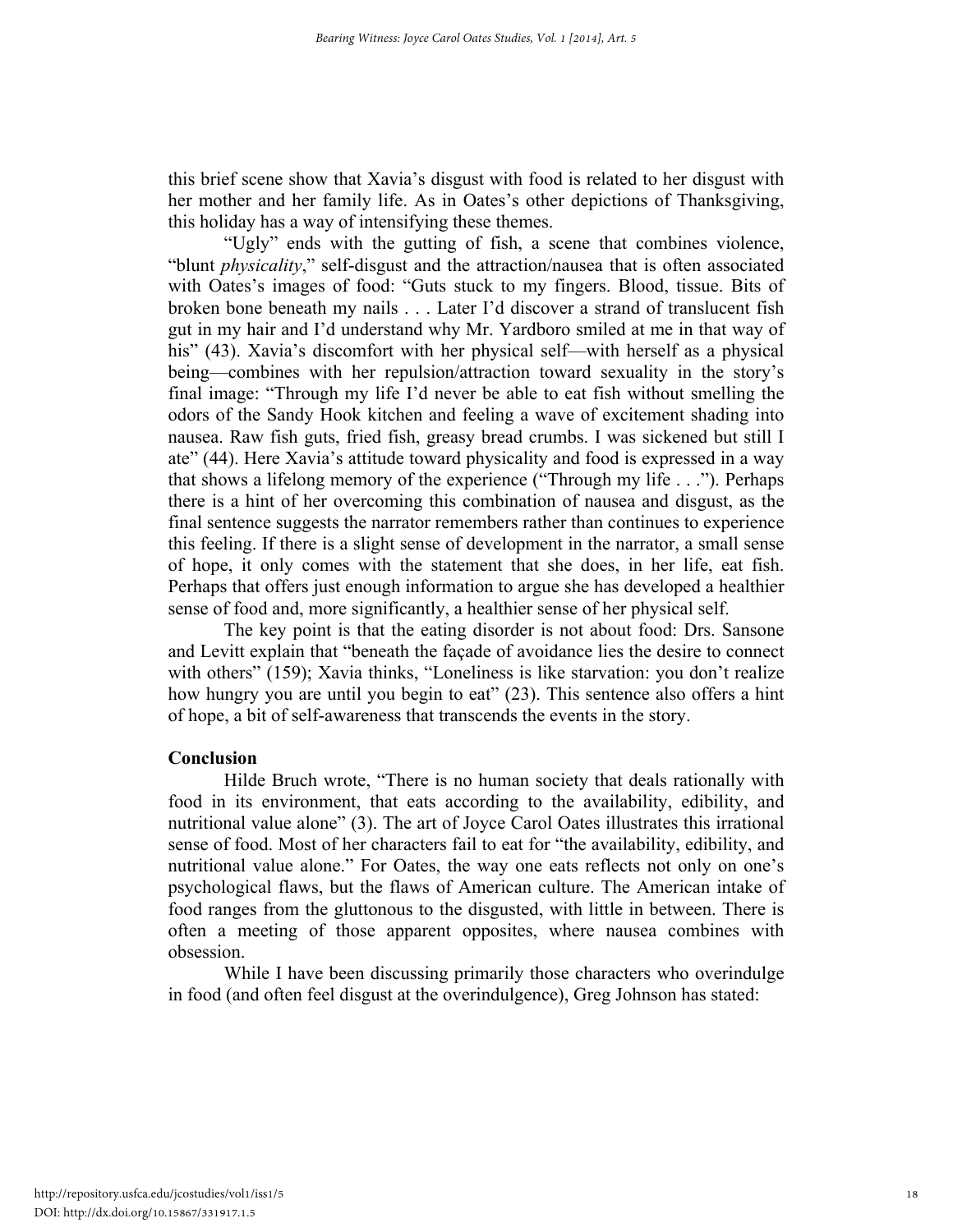this brief scene show that Xavia's disgust with food is related to her disgust with her mother and her family life. As in Oates's other depictions of Thanksgiving, this holiday has a way of intensifying these themes.

"Ugly" ends with the gutting of fish, a scene that combines violence, "blunt *physicality*," self-disgust and the attraction/nausea that is often associated with Oates's images of food: "Guts stuck to my fingers. Blood, tissue. Bits of broken bone beneath my nails . . . Later I'd discover a strand of translucent fish gut in my hair and I'd understand why Mr. Yardboro smiled at me in that way of his" (43). Xavia's discomfort with her physical self—with herself as a physical being—combines with her repulsion/attraction toward sexuality in the story's final image: "Through my life I'd never be able to eat fish without smelling the odors of the Sandy Hook kitchen and feeling a wave of excitement shading into nausea. Raw fish guts, fried fish, greasy bread crumbs. I was sickened but still I ate" (44). Here Xavia's attitude toward physicality and food is expressed in a way that shows a lifelong memory of the experience ("Through my life . . ."). Perhaps there is a hint of her overcoming this combination of nausea and disgust, as the final sentence suggests the narrator remembers rather than continues to experience this feeling. If there is a slight sense of development in the narrator, a small sense of hope, it only comes with the statement that she does, in her life, eat fish. Perhaps that offers just enough information to argue she has developed a healthier sense of food and, more significantly, a healthier sense of her physical self.

The key point is that the eating disorder is not about food: Drs. Sansone and Levitt explain that "beneath the façade of avoidance lies the desire to connect with others" (159); Xavia thinks, "Loneliness is like starvation: you don't realize how hungry you are until you begin to eat" (23). This sentence also offers a hint of hope, a bit of self-awareness that transcends the events in the story.

## Conclusion

Hilde Bruch wrote, "There is no human society that deals rationally with food in its environment, that eats according to the availability, edibility, and nutritional value alone" (3). The art of Joyce Carol Oates illustrates this irrational sense of food. Most of her characters fail to eat for "the availability, edibility, and nutritional value alone." For Oates, the way one eats reflects not only on one's psychological flaws, but the flaws of American culture. The American intake of food ranges from the gluttonous to the disgusted, with little in between. There is often a meeting of those apparent opposites, where nausea combines with obsession.

While I have been discussing primarily those characters who overindulge in food (and often feel disgust at the overindulgence), Greg Johnson has stated: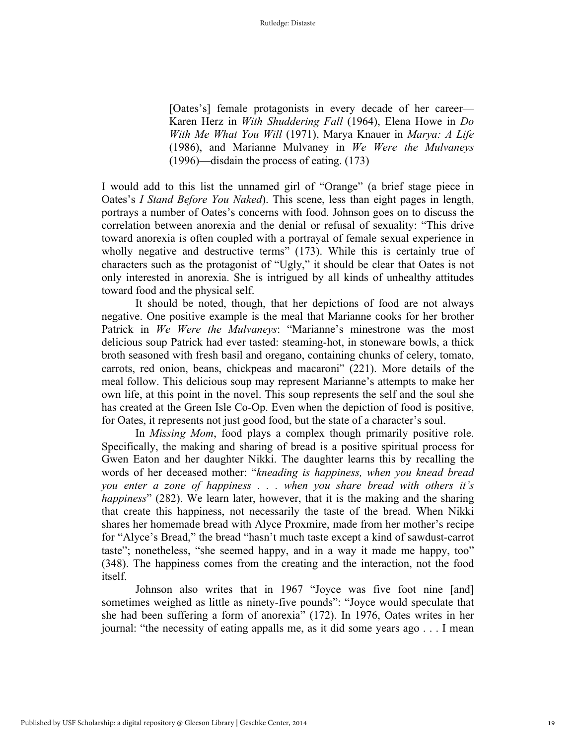> [Oates's] female protagonists in every decade of her career—Karen Herz in *With Shuddering Fall* (1964), Elena Howe in *Do With Me What You Will* (1971), Marya Knauer in *Marya: A Life* (1986), and Marianne Mulvaney in *We Were the Mulvaneys* (1996)—disdain the process of eating. (173)

I would add to this list the unnamed girl of "Orange" (a brief stage piece in Oates's *I Stand Before You Naked*). This scene, less than eight pages in length, portrays a number of Oates's concerns with food. Johnson goes on to discuss the correlation between anorexia and the denial or refusal of sexuality: "This drive toward anorexia is often coupled with a portrayal of female sexual experience in wholly negative and destructive terms" (173). While this is certainly true of characters such as the protagonist of "Ugly," it should be clear that Oates is not only interested in anorexia. She is intrigued by all kinds of unhealthy attitudes toward food and the physical self.

It should be noted, though, that her depictions of food are not always negative. One positive example is the meal that Marianne cooks for her brother Patrick in *We Were the Mulvaneys*: "Marianne's minestrone was the most delicious soup Patrick had ever tasted: steaming-hot, in stoneware bowls, a thick broth seasoned with fresh basil and oregano, containing chunks of celery, tomato, carrots, red onion, beans, chickpeas and macaroni" (221). More details of the meal follow. This delicious soup may represent Marianne's attempts to make her own life, at this point in the novel. This soup represents the self and the soul she has created at the Green Isle Co-Op. Even when the depiction of food is positive, for Oates, it represents not just good food, but the state of a character's soul.

In *Missing Mom*, food plays a complex though primarily positive role. Specifically, the making and sharing of bread is a positive spiritual process for Gwen Eaton and her daughter Nikki. The daughter learns this by recalling the words of her deceased mother: "*kneading is happiness, when you knead bread you enter a zone of happiness . . . when you share bread with others it's happiness*" (282). We learn later, however, that it is the making and the sharing that create this happiness, not necessarily the taste of the bread. When Nikki shares her homemade bread with Alyce Proxmire, made from her mother's recipe for "Alyce's Bread," the bread "hasn't much taste except a kind of sawdust-carrot taste"; nonetheless, "she seemed happy, and in a way it made me happy, too" (348). The happiness comes from the creating and the interaction, not the food itself.

Johnson also writes that in 1967 "Joyce was five foot nine [and] sometimes weighed as little as ninety-five pounds": "Joyce would speculate that she had been suffering a form of anorexia" (172). In 1976, Oates writes in her journal: "the necessity of eating appalls me, as it did some years ago . . . I mean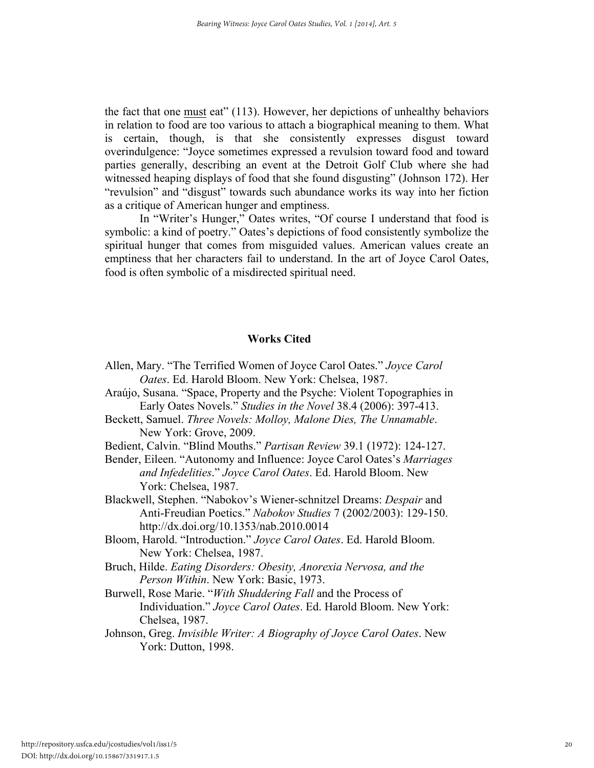the fact that one <u>must</u> eat" (113). However, her depictions of unhealthy behaviors in relation to food are too various to attach a biographical meaning to them. What is certain, though, is that she consistently expresses disgust toward overindulgence: "Joyce sometimes expressed a revulsion toward food and toward parties generally, describing an event at the Detroit Golf Club where she had witnessed heaping displays of food that she found disgusting" (Johnson 172). Her "revulsion" and "disgust" towards such abundance works its way into her fiction as a critique of American hunger and emptiness.

In "Writer's Hunger," Oates writes, "Of course I understand that food is symbolic: a kind of poetry." Oates's depictions of food consistently symbolize the spiritual hunger that comes from misguided values. American values create an emptiness that her characters fail to understand. In the art of Joyce Carol Oates, food is often symbolic of a misdirected spiritual need.

## Works Cited

Allen, Mary. "The Terrified Women of Joyce Carol Oates." *Joyce Carol Oates*. Ed. Harold Bloom. New York: Chelsea, 1987.

Araújo, Susana. "Space, Property and the Psyche: Violent Topographies in Early Oates Novels." *Studies in the Novel* 38.4 (2006): 397-413.

Beckett, Samuel. *Three Novels: Molloy, Malone Dies, The Unnamable*. New York: Grove, 2009.

Bedient, Calvin. "Blind Mouths." *Partisan Review* 39.1 (1972): 124-127.

Bender, Eileen. "Autonomy and Influence: Joyce Carol Oates's *Marriages and Infedelities*." *Joyce Carol Oates*. Ed. Harold Bloom. New York: Chelsea, 1987.

Blackwell, Stephen. "Nabokov's Wiener-schnitzel Dreams: *Despair* and Anti-Freudian Poetics." *Nabokov Studies* 7 (2002/2003): 129-150. http://dx.doi.org/10.1353/nab.2010.0014

Bloom, Harold. "Introduction." *Joyce Carol Oates*. Ed. Harold Bloom. New York: Chelsea, 1987.

Bruch, Hilde. *Eating Disorders: Obesity, Anorexia Nervosa, and the Person Within*. New York: Basic, 1973.

Burwell, Rose Marie. "*With Shuddering Fall* and the Process of Individuation." *Joyce Carol Oates*. Ed. Harold Bloom. New York: Chelsea, 1987.

Johnson, Greg. *Invisible Writer: A Biography of Joyce Carol Oates*. New York: Dutton, 1998.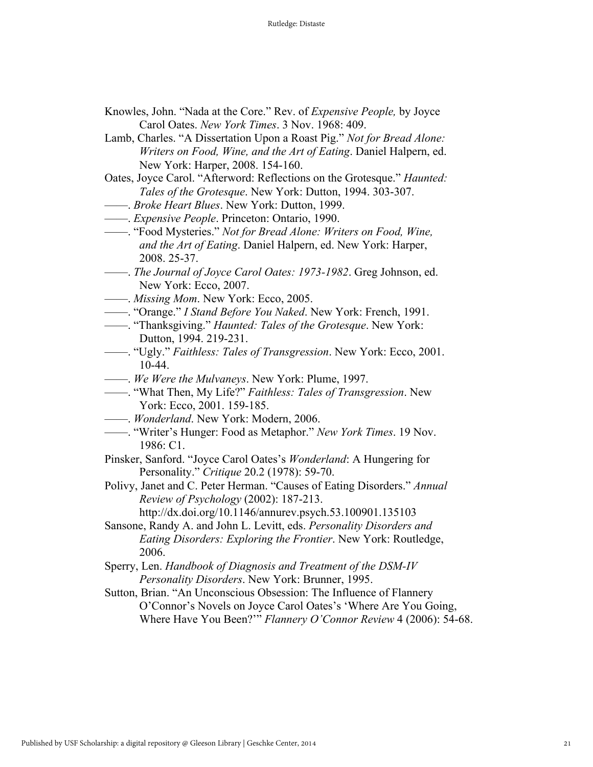Knowles, John. "Nada at the Core." Rev. of *Expensive People,* by Joyce Carol Oates. *New York Times*. 3 Nov. 1968: 409.

Lamb, Charles. "A Dissertation Upon a Roast Pig." *Not for Bread Alone: Writers on Food, Wine, and the Art of Eating*. Daniel Halpern, ed. New York: Harper, 2008. 154-160.

Oates, Joyce Carol. "Afterword: Reflections on the Grotesque." *Haunted: Tales of the Grotesque*. New York: Dutton, 1994. 303-307.

——. *Broke Heart Blues*. New York: Dutton, 1999.

——. *Expensive People*. Princeton: Ontario, 1990.

——. "Food Mysteries." *Not for Bread Alone: Writers on Food, Wine, and the Art of Eating*. Daniel Halpern, ed. New York: Harper, 2008. 25-37.

——. *The Journal of Joyce Carol Oates: 1973-1982*. Greg Johnson, ed. New York: Ecco, 2007.

——. *Missing Mom*. New York: Ecco, 2005.

——. "Orange." *I Stand Before You Naked*. New York: French, 1991.

——. "Thanksgiving." *Haunted: Tales of the Grotesque*. New York: Dutton, 1994. 219-231.

——. "Ugly." *Faithless: Tales of Transgression*. New York: Ecco, 2001. 10-44.

——. *We Were the Mulvaneys*. New York: Plume, 1997.

——. "What Then, My Life?" *Faithless: Tales of Transgression*. New York: Ecco, 2001. 159-185.

——. *Wonderland*. New York: Modern, 2006.

——. "Writer's Hunger: Food as Metaphor." *New York Times*. 19 Nov. 1986: C1.

Pinsker, Sanford. "Joyce Carol Oates's *Wonderland*: A Hungering for Personality." *Critique* 20.2 (1978): 59-70.

Polivy, Janet and C. Peter Herman. "Causes of Eating Disorders." *Annual Review of Psychology* (2002): 187-213. http://dx.doi.org/10.1146/annurev.psych.53.100901.135103

Sansone, Randy A. and John L. Levitt, eds. *Personality Disorders and Eating Disorders: Exploring the Frontier*. New York: Routledge, 2006.

Sperry, Len. *Handbook of Diagnosis and Treatment of the DSM-IV Personality Disorders*. New York: Brunner, 1995.

Sutton, Brian. "An Unconscious Obsession: The Influence of Flannery O'Connor's Novels on Joyce Carol Oates's 'Where Are You Going, Where Have You Been?'" *Flannery O'Connor Review* 4 (2006): 54-68.